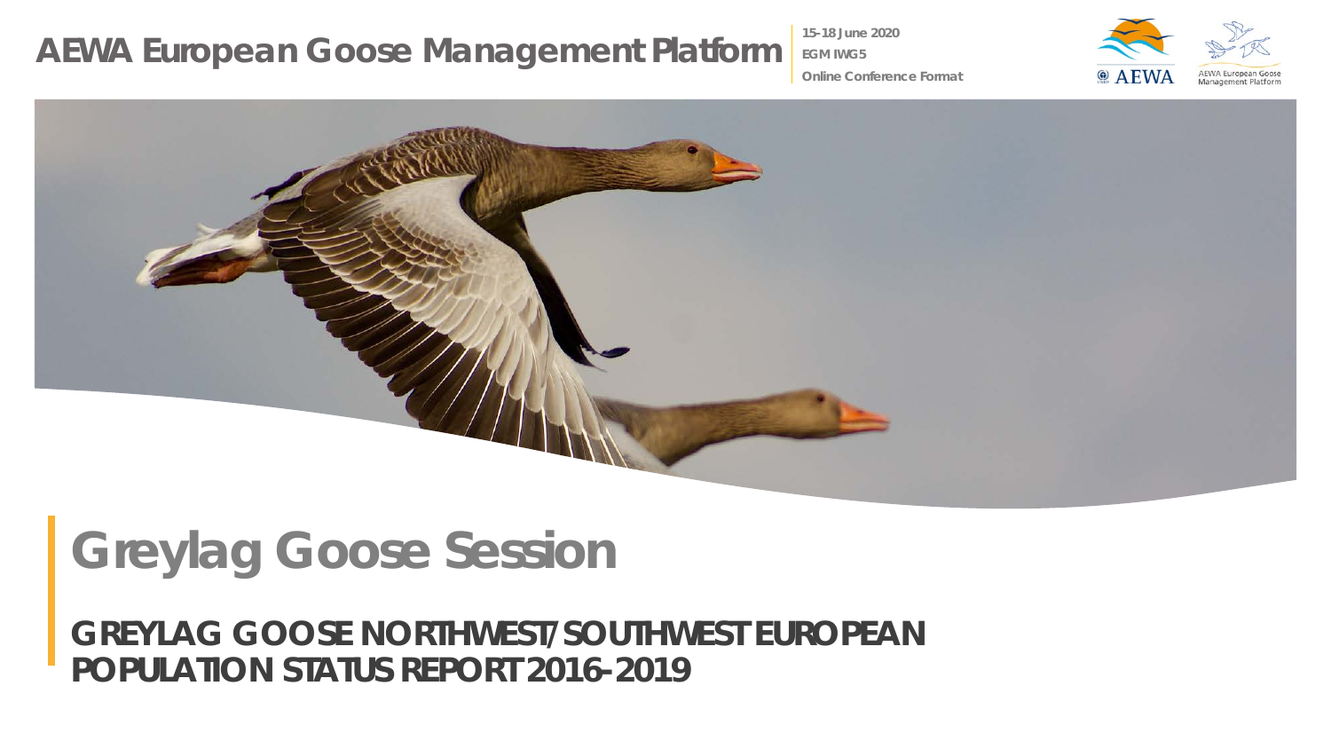# AEWA European Goose Management Platform

15-18 June 2020
EGM IWG5
Online Conference Format

# Greylag Goose Session

## GREYLAG GOOSE NORTHWEST/SOUTHWEST EUROPEAN POPULATION STATUS REPORT 2016-2019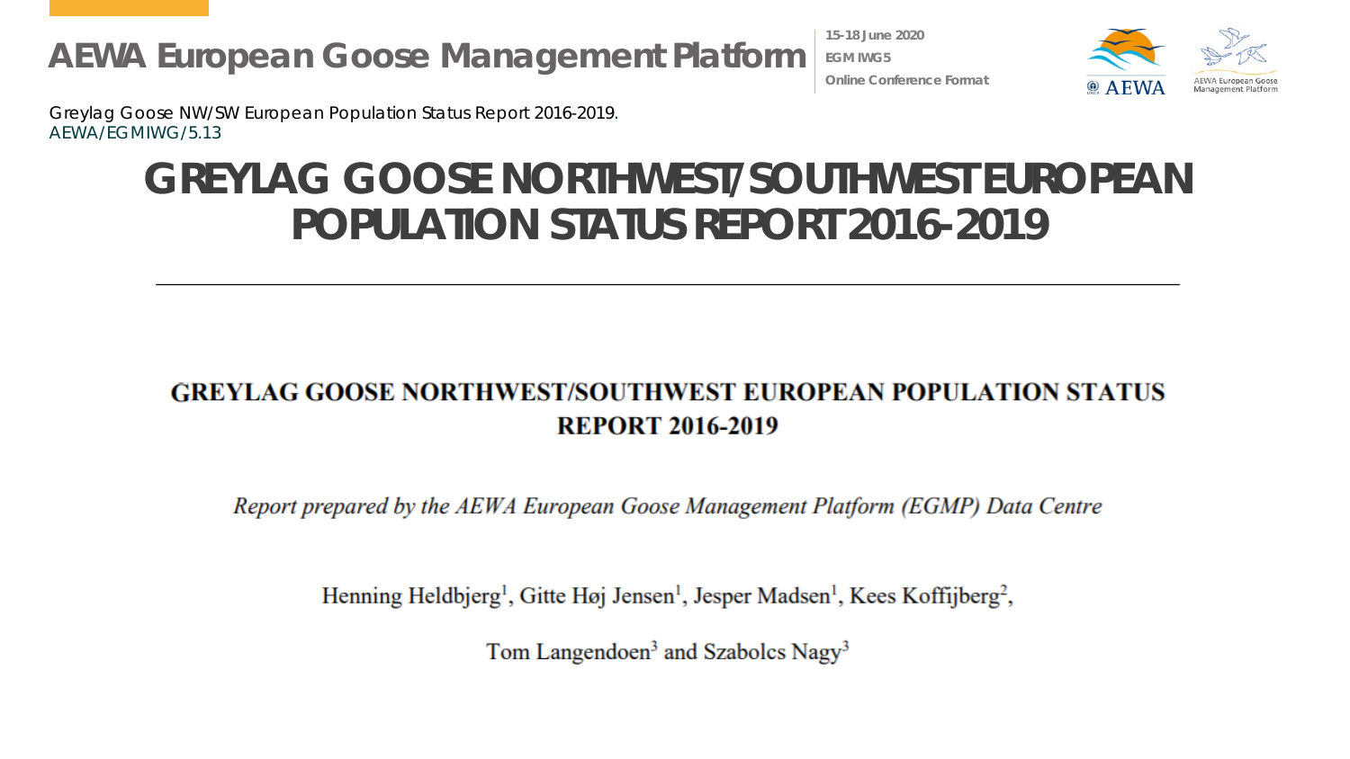Greylag Goose NW/SW European Population Status Report 2016-2019.
AEWA/EGMIWG/5.13

# GREYLAG GOOSE NORTHWEST/SOUTHWEST EUROPEAN POPULATION STATUS REPORT 2016-2019

## GREYLAG GOOSE NORTHWEST/SOUTHWEST EUROPEAN POPULATION STATUS REPORT 2016-2019

*Report prepared by the AEWA European Goose Management Platform (EGMP) Data Centre*

Henning Heldbjerg[1], Gitte Høj Jensen[1], Jesper Madsen[1], Kees Koffijberg[2],

Tom Langendoen[3] and Szabolcs Nagy[3]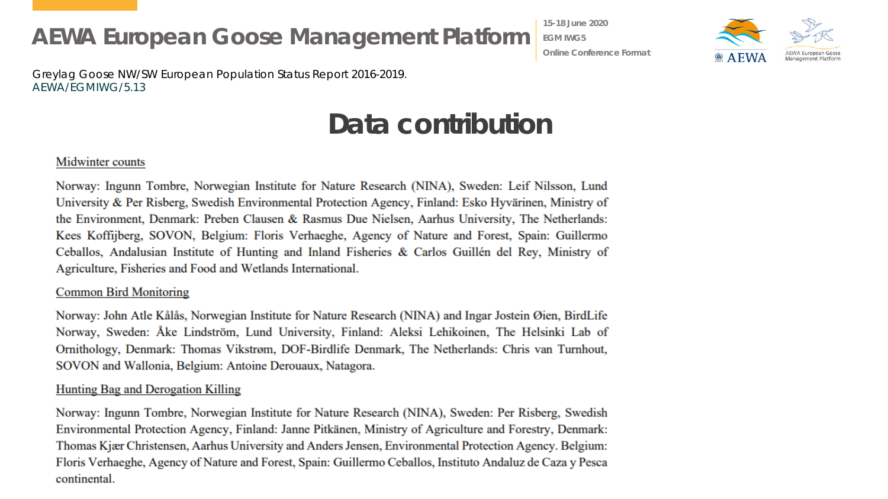Greylag Goose NW/SW European Population Status Report 2016-2019.
AEWA/EGMIWG/5.13

# Data contribution

## Midwinter counts

Norway: Ingunn Tombre, Norwegian Institute for Nature Research (NINA), Sweden: Leif Nilsson, Lund University & Per Risberg, Swedish Environmental Protection Agency, Finland: Esko Hyvärinen, Ministry of the Environment, Denmark: Preben Clausen & Rasmus Due Nielsen, Aarhus University, The Netherlands: Kees Koffijberg, SOVON, Belgium: Floris Verhaeghe, Agency of Nature and Forest, Spain: Guillermo Ceballos, Andalusian Institute of Hunting and Inland Fisheries & Carlos Guillén del Rey, Ministry of Agriculture, Fisheries and Food and Wetlands International.

## Common Bird Monitoring

Norway: John Atle Kålås, Norwegian Institute for Nature Research (NINA) and Ingar Jostein Øien, BirdLife Norway, Sweden: Åke Lindström, Lund University, Finland: Aleksi Lehikoinen, The Helsinki Lab of Ornithology, Denmark: Thomas Vikstrøm, DOF-Birdlife Denmark, The Netherlands: Chris van Turnhout, SOVON and Wallonia, Belgium: Antoine Derouaux, Natagora.

## Hunting Bag and Derogation Killing

Norway: Ingunn Tombre, Norwegian Institute for Nature Research (NINA), Sweden: Per Risberg, Swedish Environmental Protection Agency, Finland: Janne Pitkänen, Ministry of Agriculture and Forestry, Denmark: Thomas Kjær Christensen, Aarhus University and Anders Jensen, Environmental Protection Agency. Belgium: Floris Verhaeghe, Agency of Nature and Forest, Spain: Guillermo Ceballos, Instituto Andaluz de Caza y Pesca continental.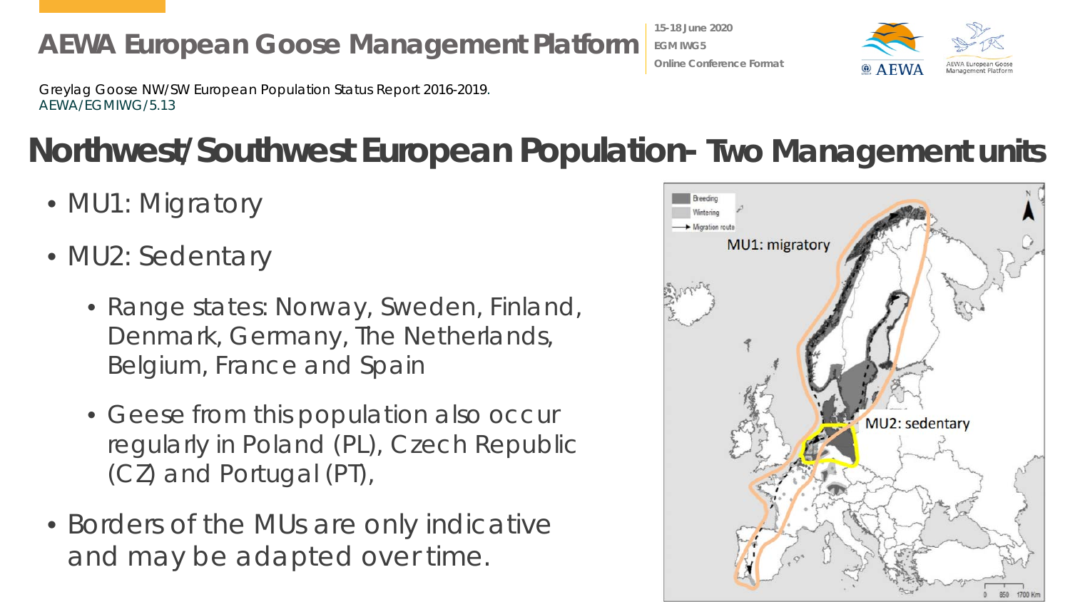Greylag Goose NW/SW European Population Status Report 2016-2019.
AEWA/EGMIWG/5.13

# Northwest/Southwest European Population- Two Management units

- MU1: Migratory
- MU2: Sedentary
  - Range states: Norway, Sweden, Finland, Denmark, Germany, The Netherlands, Belgium, France and Spain
  - Geese from this population also occur regularly in Poland (PL), Czech Republic (CZ) and Portugal (PT),
- Borders of the MUs are only indicative and may be adapted over time.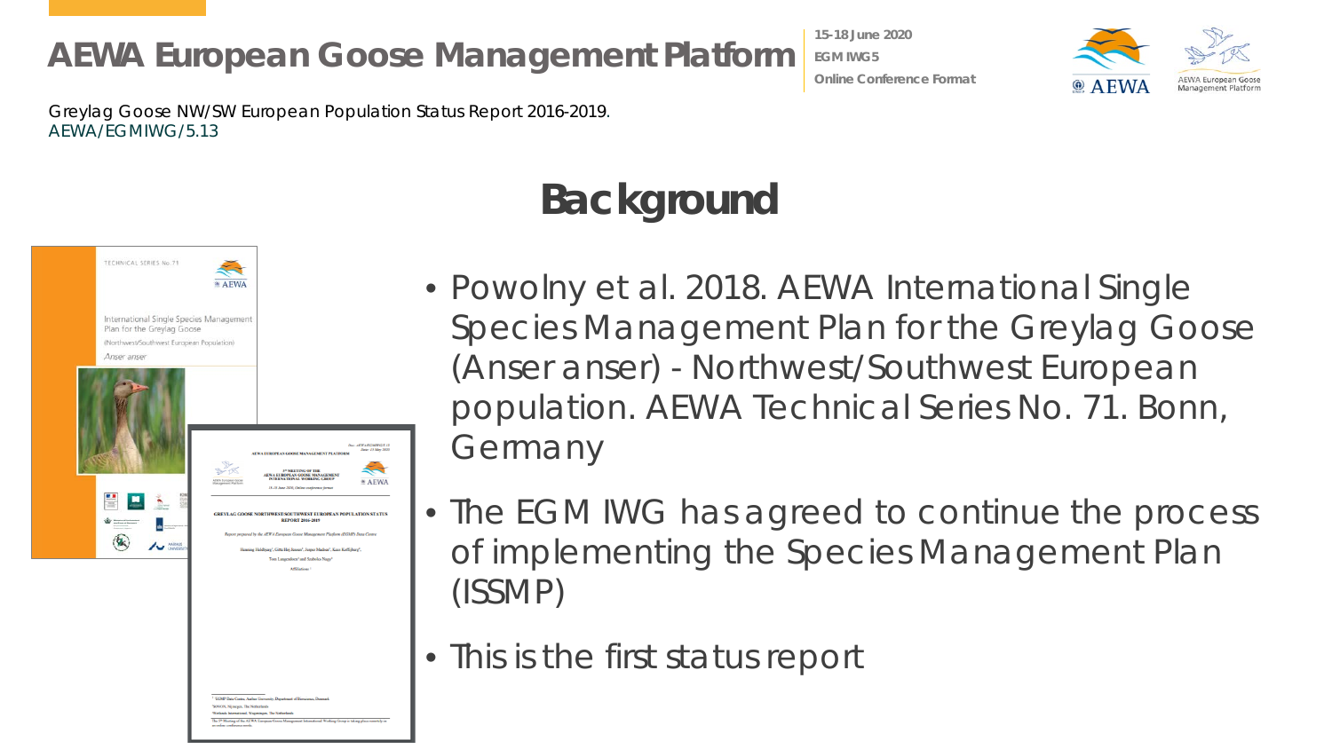Greylag Goose NW/SW European Population Status Report 2016-2019.
AEWA/EGMIWG/5.13

# Background

- Powolny et al. 2018. AEWA International Single Species Management Plan for the Greylag Goose (Anser anser) - Northwest/Southwest European population. AEWA Technical Series No. 71. Bonn, Germany
- The EGM IWG has agreed to continue the process of implementing the Species Management Plan (ISSMP)
- This is the first status report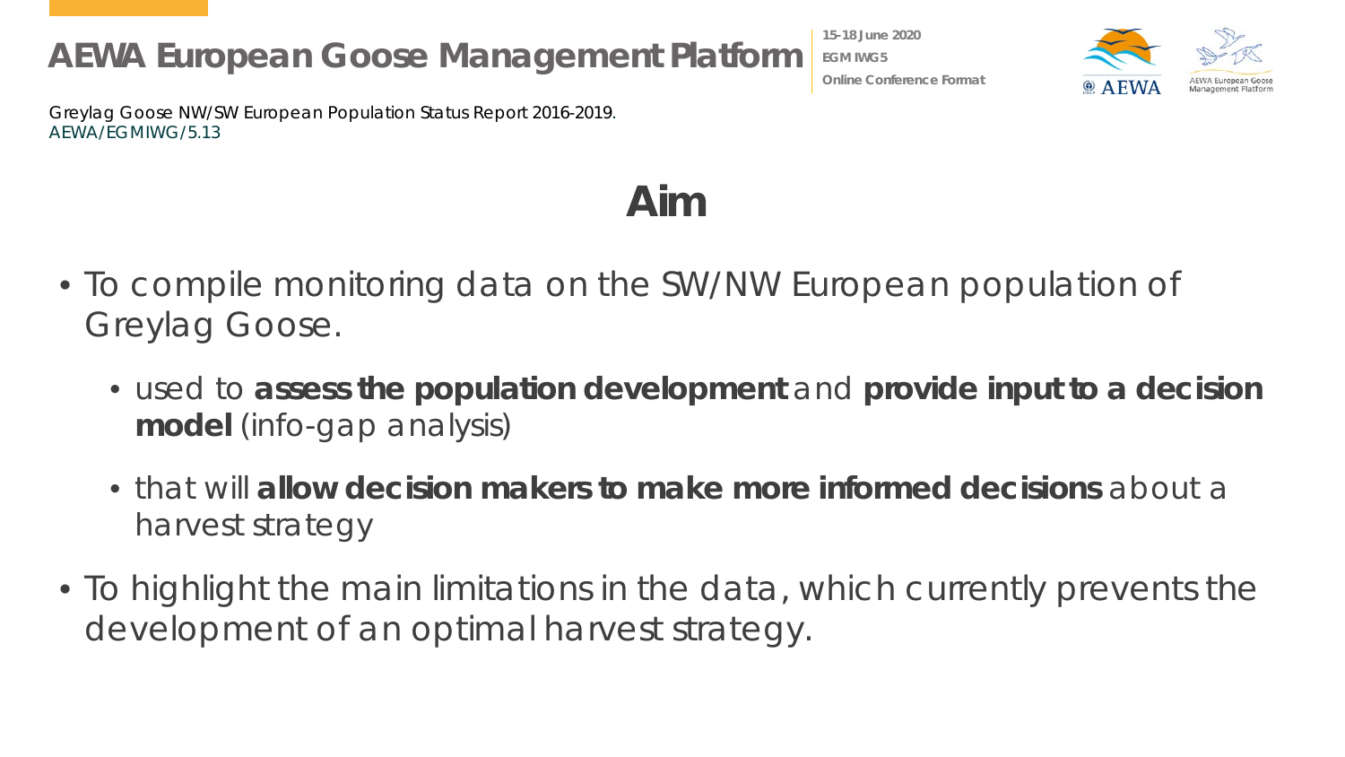Greylag Goose NW/SW European Population Status Report 2016-2019.
AEWA/EGMIWG/5.13

# Aim

- To compile monitoring data on the SW/NW European population of Greylag Goose.
  - used to **assess the population development** and **provide input to a decision model** (info-gap analysis)
  - that will **allow decision makers to make more informed decisions** about a harvest strategy
- To highlight the main limitations in the data, which currently prevents the development of an optimal harvest strategy.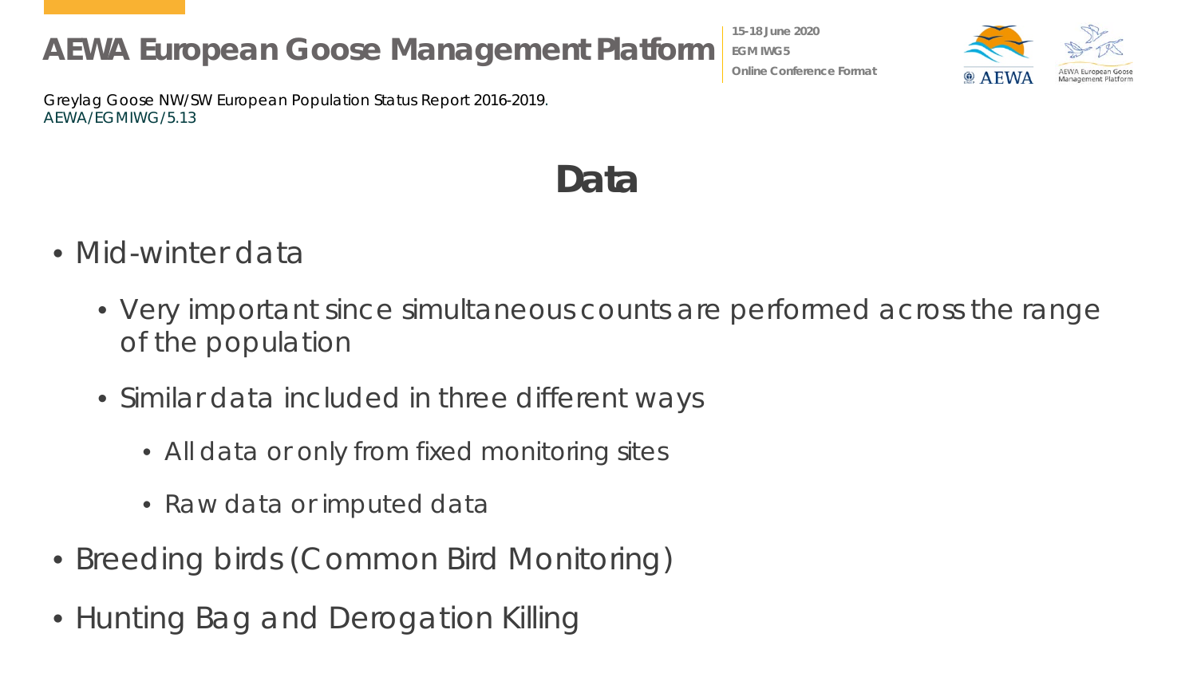# Data

- Mid-winter data
  - Very important since simultaneous counts are performed across the range of the population
  - Similar data included in three different ways
    - All data or only from fixed monitoring sites
    - Raw data or imputed data
- Breeding birds (Common Bird Monitoring)
- Hunting Bag and Derogation Killing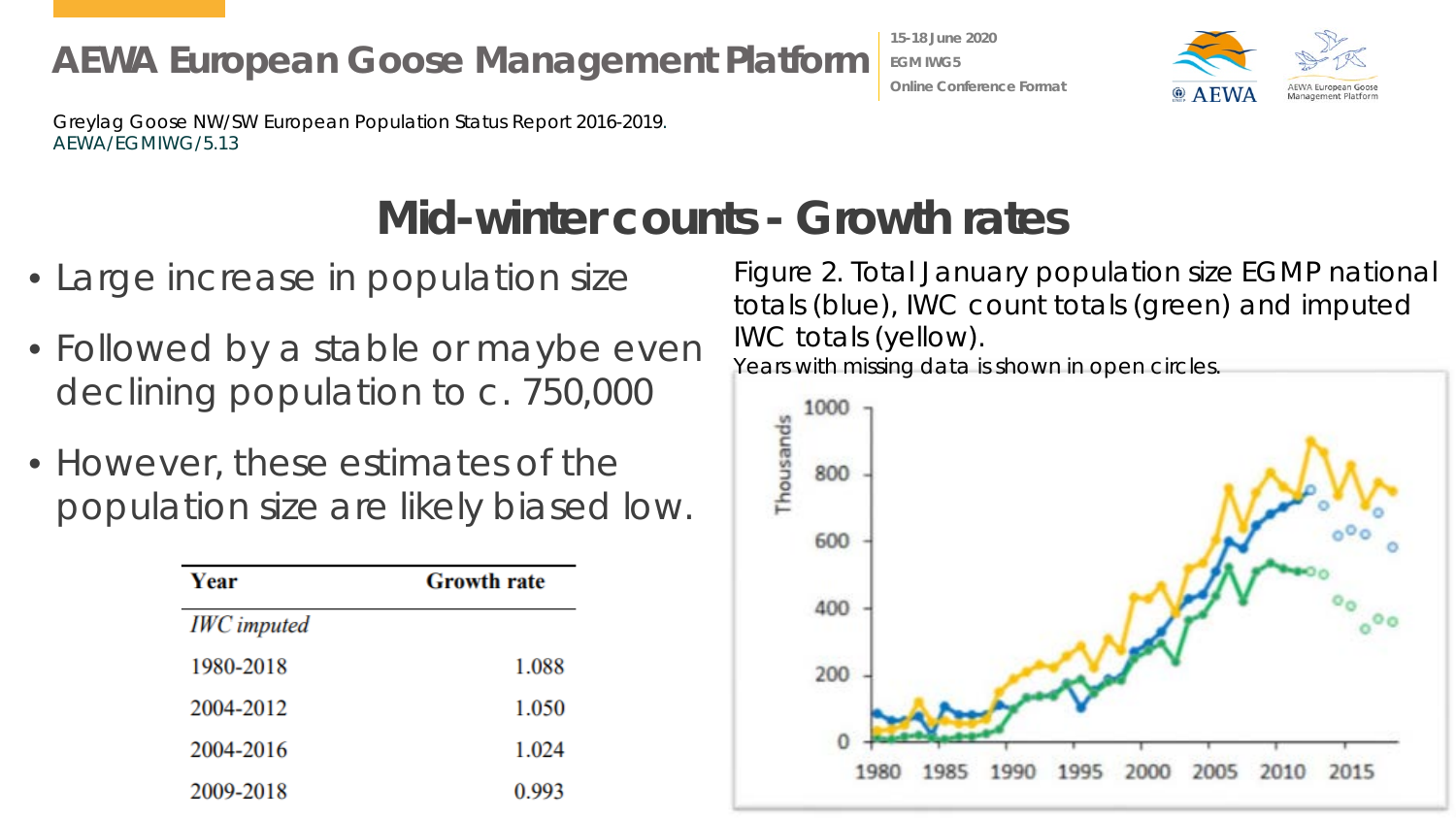Greylag Goose NW/SW European Population Status Report 2016-2019.
AEWA/EGMIWG/5.13

# Mid-winter counts - Growth rates

- Large increase in population size
- Followed by a stable or maybe even declining population to c. 750,000
- However, these estimates of the population size are likely biased low.

| Year | Growth rate |
|---|---|
| *IWC imputed* | |
| 1980-2018 | 1.088 |
| 2004-2012 | 1.050 |
| 2004-2016 | 1.024 |
| 2009-2018 | 0.993 |

Figure 2. Total January population size EGMP national totals (blue), IWC count totals (green) and imputed IWC totals (yellow).
Years with missing data is shown in open circles.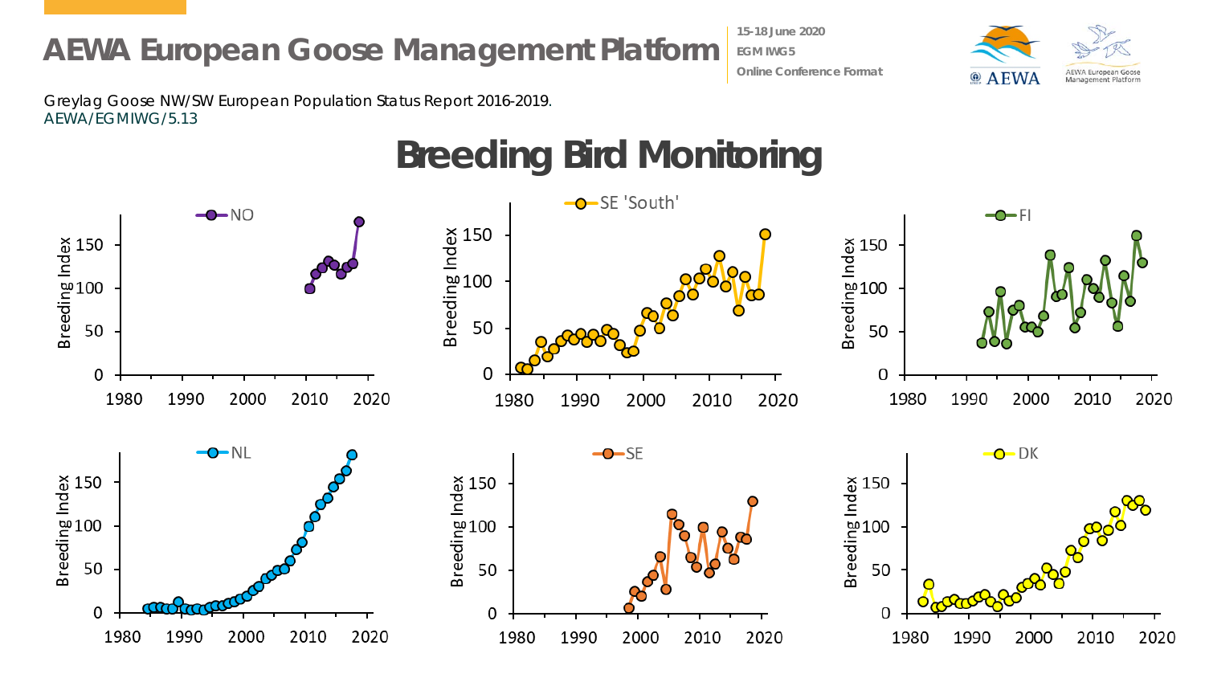Greylag Goose NW/SW European Population Status Report 2016-2019.
AEWA/EGMIWG/5.13

# Breeding Bird Monitoring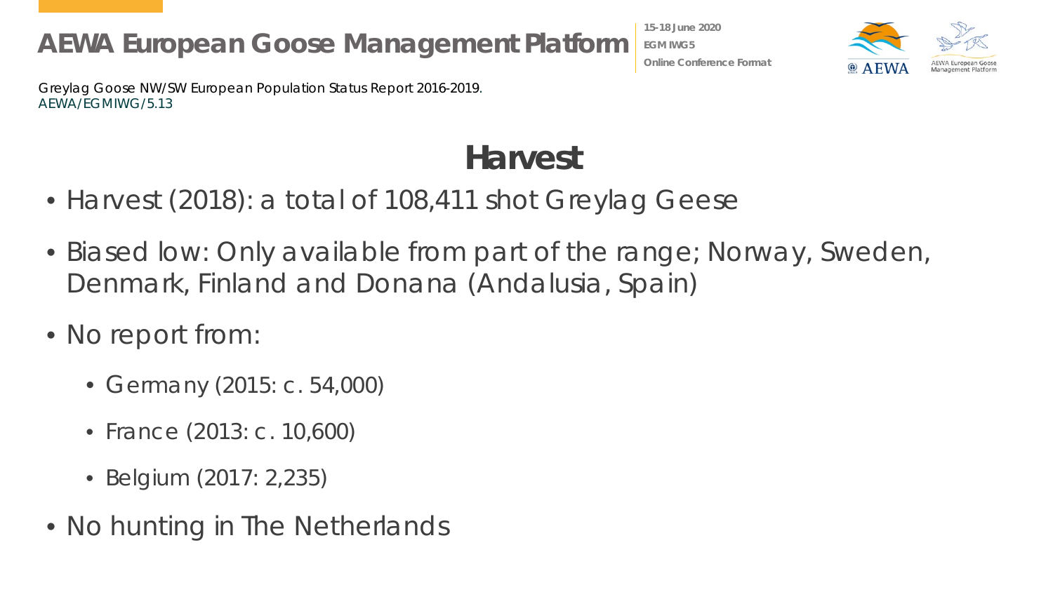# Harvest

- Harvest (2018): a total of 108,411 shot Greylag Geese
- Biased low: Only available from part of the range; Norway, Sweden, Denmark, Finland and Donana (Andalusia, Spain)
- No report from:
  - Germany (2015: c. 54,000)
  - France (2013: c. 10,600)
  - Belgium (2017: 2,235)
- No hunting in The Netherlands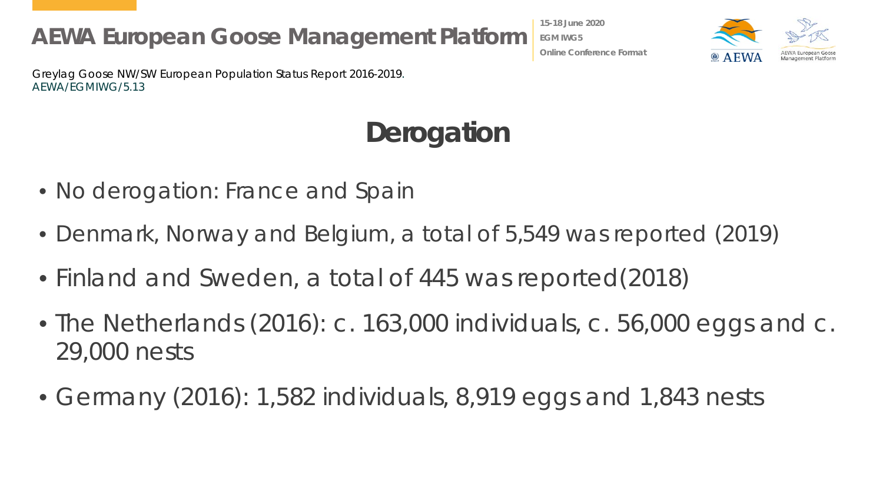# Derogation

- No derogation: France and Spain
- Denmark, Norway and Belgium, a total of 5,549 was reported (2019)
- Finland and Sweden, a total of 445 was reported(2018)
- The Netherlands (2016): c. 163,000 individuals, c. 56,000 eggs and c. 29,000 nests
- Germany (2016): 1,582 individuals, 8,919 eggs and 1,843 nests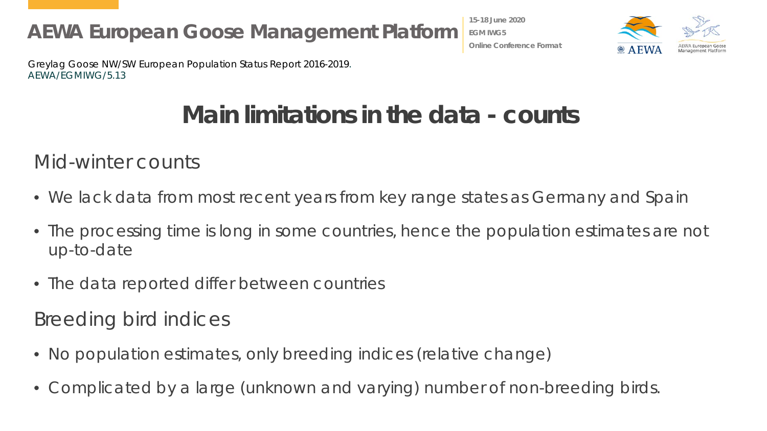# Main limitations in the data - counts

## Mid-winter counts

- We lack data from most recent years from key range states as Germany and Spain
- The processing time is long in some countries, hence the population estimates are not up-to-date
- The data reported differ between countries

## Breeding bird indices

- No population estimates, only breeding indices (relative change)
- Complicated by a large (unknown and varying) number of non-breeding birds.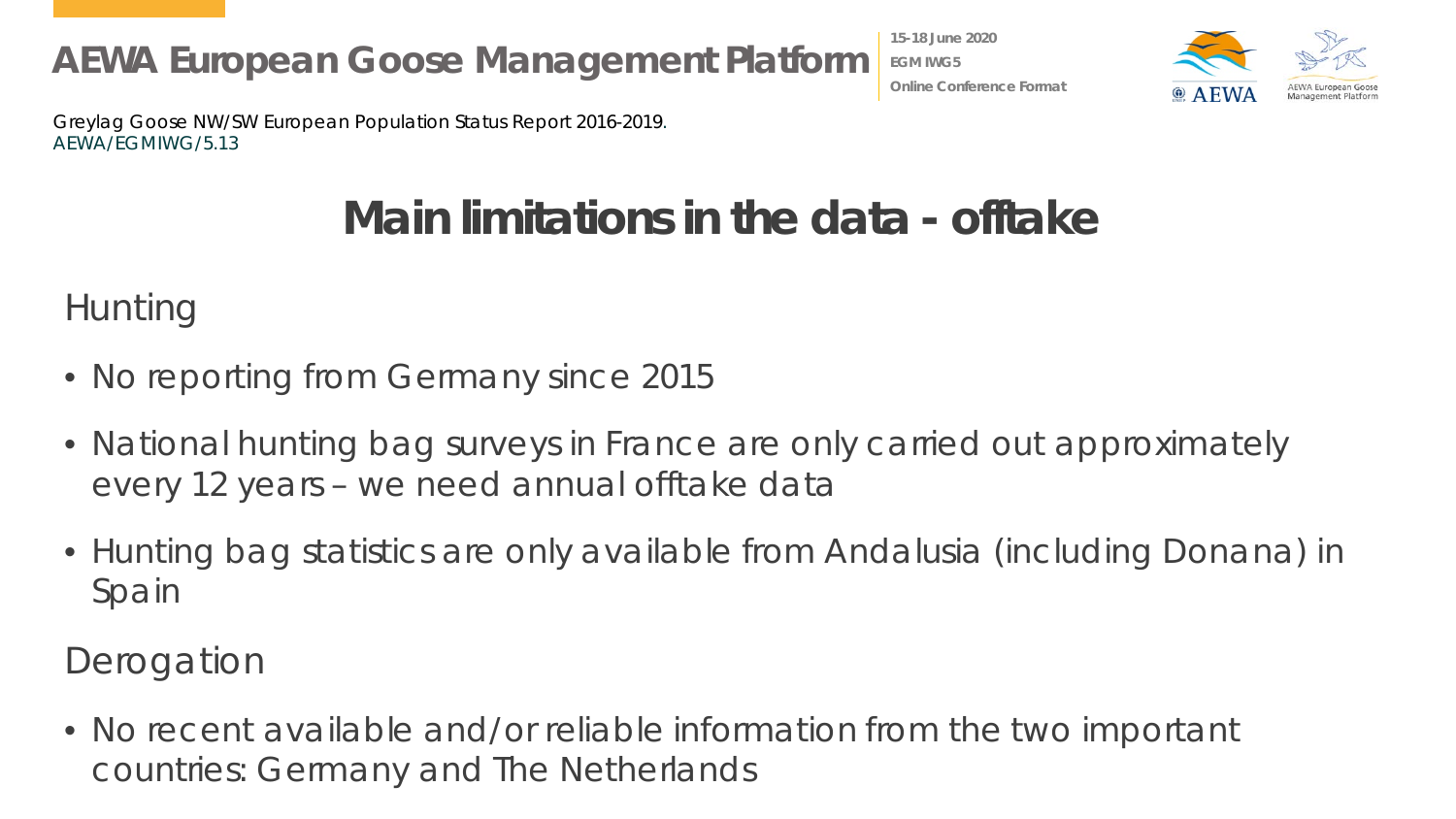# Main limitations in the data - offtake

## Hunting

- No reporting from Germany since 2015
- National hunting bag surveys in France are only carried out approximately every 12 years – we need annual offtake data
- Hunting bag statistics are only available from Andalusia (including Donana) in Spain

## Derogation

- No recent available and/or reliable information from the two important countries: Germany and The Netherlands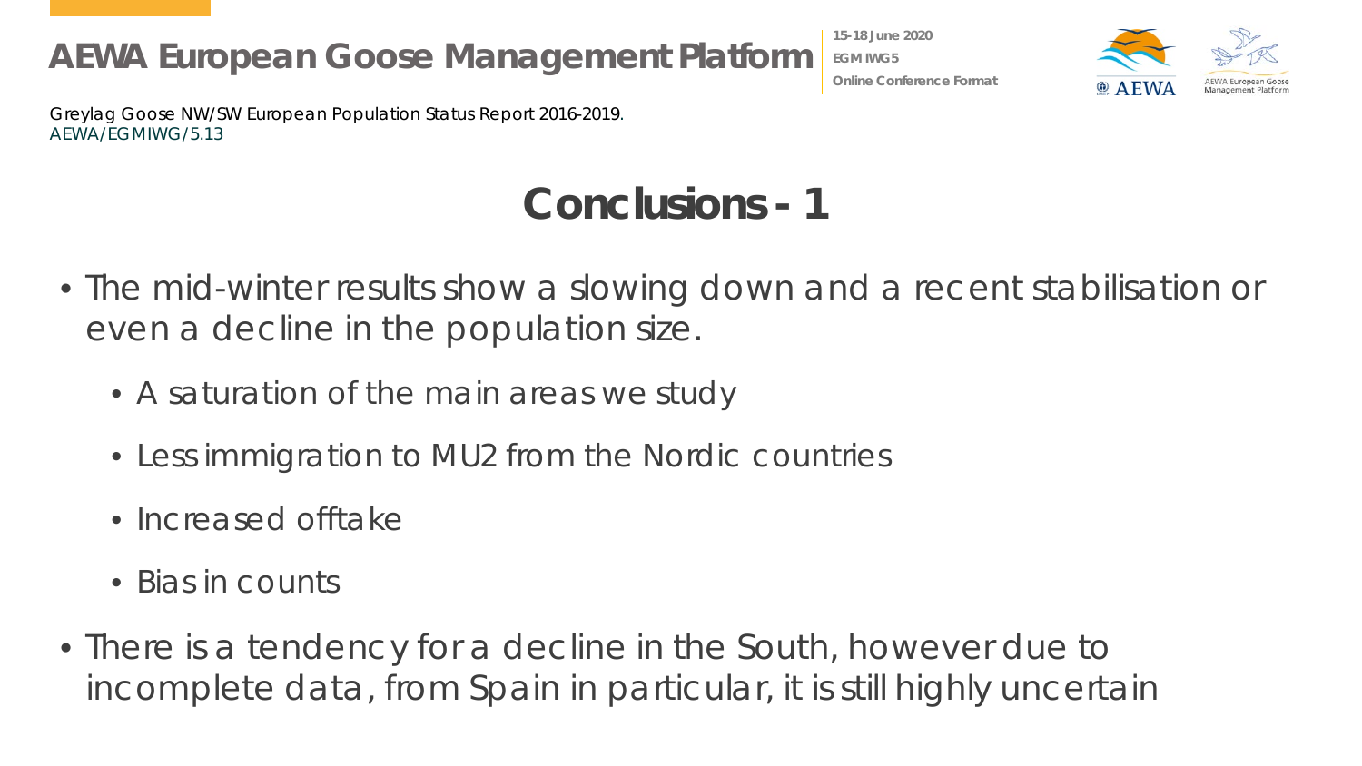# Conclusions - 1

- The mid-winter results show a slowing down and a recent stabilisation or even a decline in the population size.
  - A saturation of the main areas we study
  - Less immigration to MU2 from the Nordic countries
  - Increased offtake
  - Bias in counts
- There is a tendency for a decline in the South, however due to incomplete data, from Spain in particular, it is still highly uncertain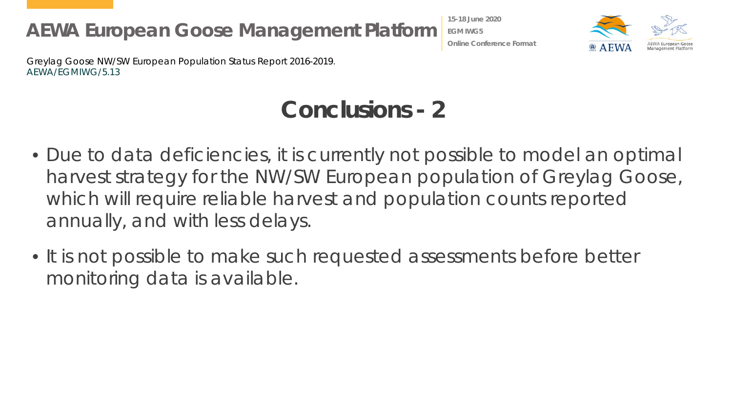Greylag Goose NW/SW European Population Status Report 2016-2019.
AEWA/EGMIWG/5.13

# Conclusions - 2

- Due to data deficiencies, it is currently not possible to model an optimal harvest strategy for the NW/SW European population of Greylag Goose, which will require reliable harvest and population counts reported annually, and with less delays.
- It is not possible to make such requested assessments before better monitoring data is available.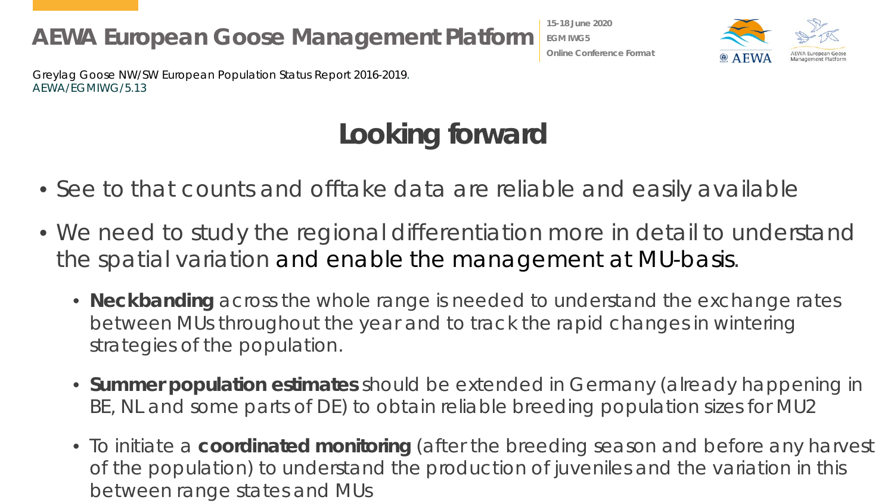Greylag Goose NW/SW European Population Status Report 2016-2019.
AEWA/EGMIWG/5.13

# Looking forward

- See to that counts and offtake data are reliable and easily available
- We need to study the regional differentiation more in detail to understand the spatial variation and enable the management at MU-basis.
  - **Neckbanding** across the whole range is needed to understand the exchange rates between MUs throughout the year and to track the rapid changes in wintering strategies of the population.
  - **Summer population estimates** should be extended in Germany (already happening in BE, NL and some parts of DE) to obtain reliable breeding population sizes for MU2
  - To initiate a **coordinated monitoring** (after the breeding season and before any harvest of the population) to understand the production of juveniles and the variation in this between range states and MUs